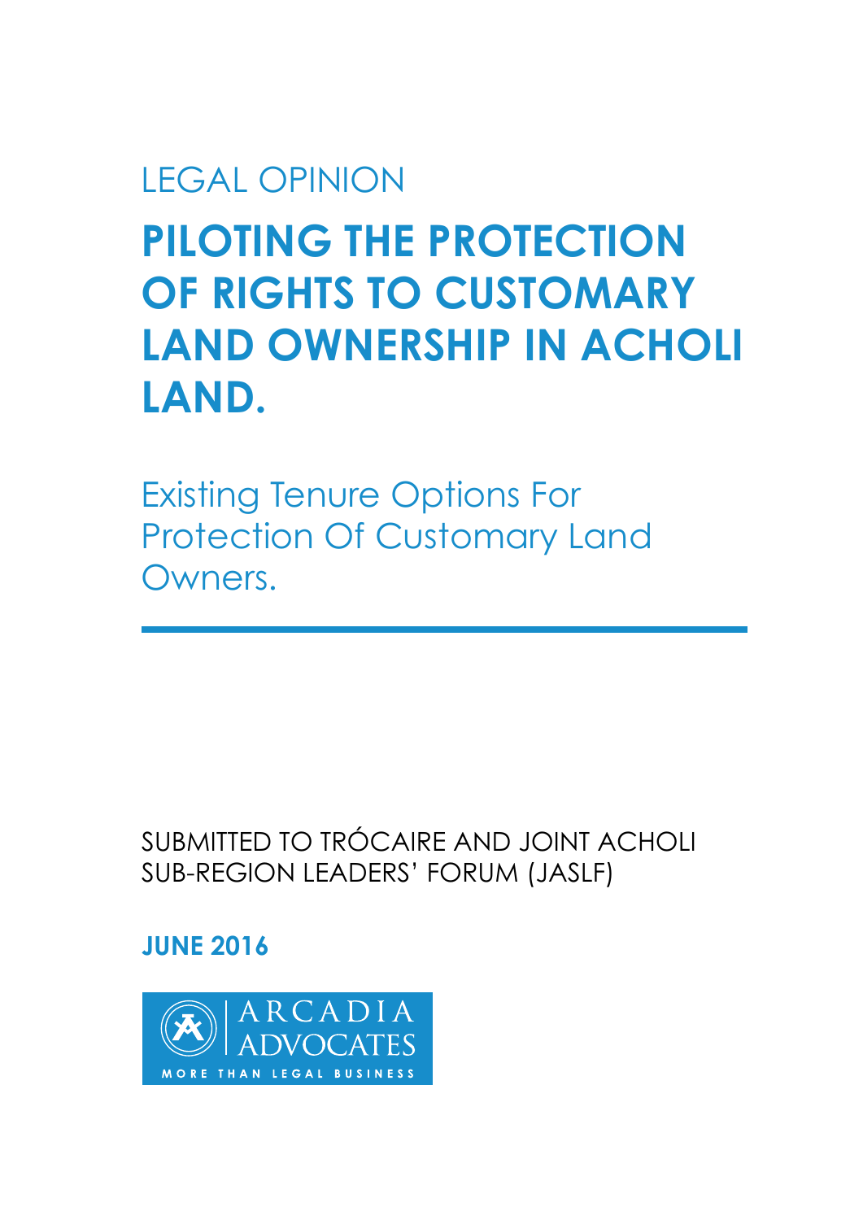LEGAL OPINION

# PILOTING THE PROTECTION OF RIGHTS TO CUSTOMARY LAND OWNERSHIP IN ACHOLI LAND.

## Existing Tenure Options For Protection Of Customary Land Owners.

SUBMITTED TO TRÓCAIRE AND JOINT ACHOLI SUB-REGION LEADERS' FORUM (JASLF)

**JUNE 2016**

ARCADIA ADVOCATES

MORE THAN LEGAL BUSINESS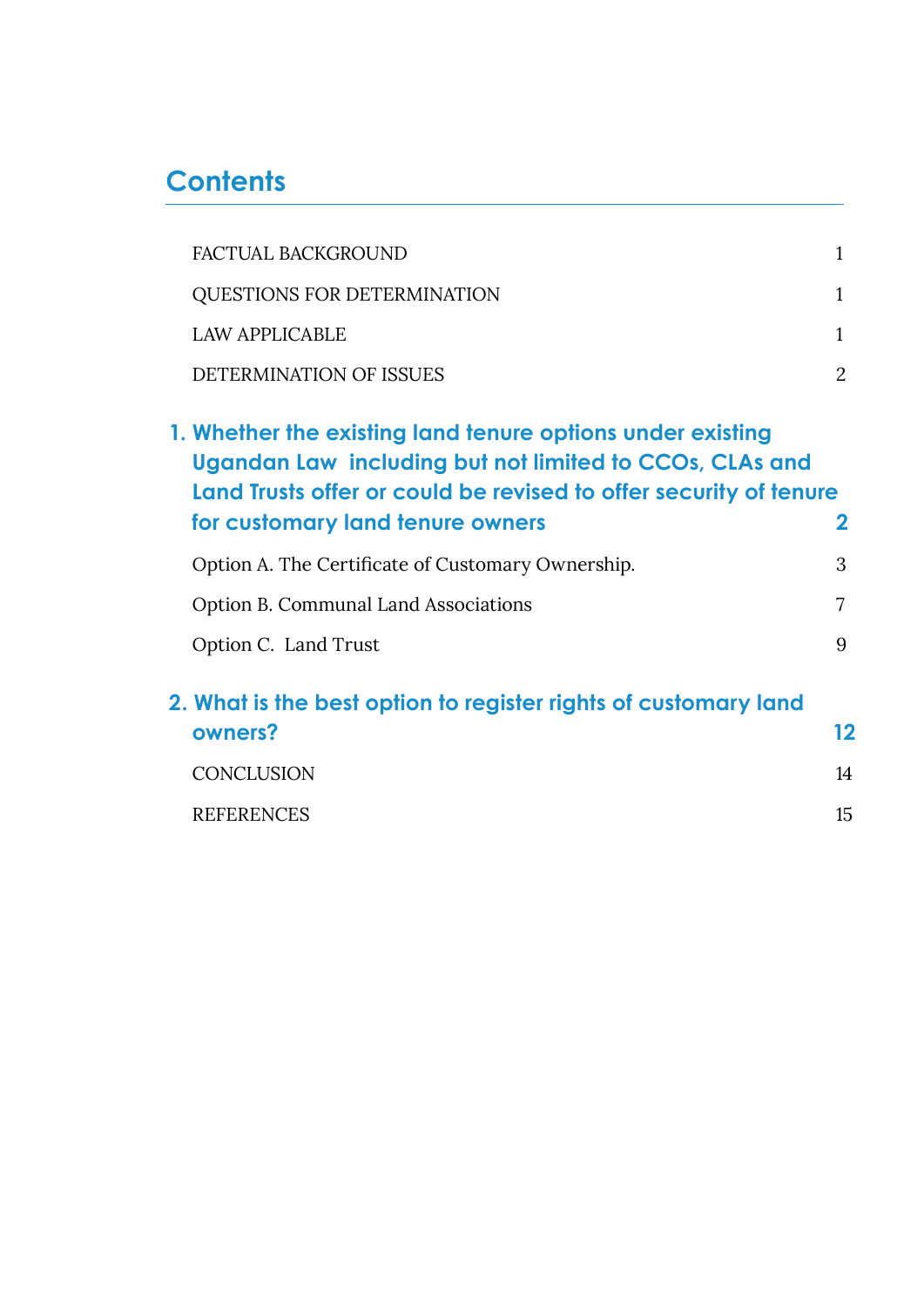# Contents

FACTUAL BACKGROUND 1

QUESTIONS FOR DETERMINATION 1

LAW APPLICABLE 1

DETERMINATION OF ISSUES 2

**1. Whether the existing land tenure options under existing Ugandan Law including but not limited to CCOs, CLAs and Land Trusts offer or could be revised to offer security of tenure for customary land tenure owners 2**

Option A. The Certificate of Customary Ownership. 3

Option B. Communal Land Associations 7

Option C. Land Trust 9

**2. What is the best option to register rights of customary land owners? 12**

CONCLUSION 14

REFERENCES 15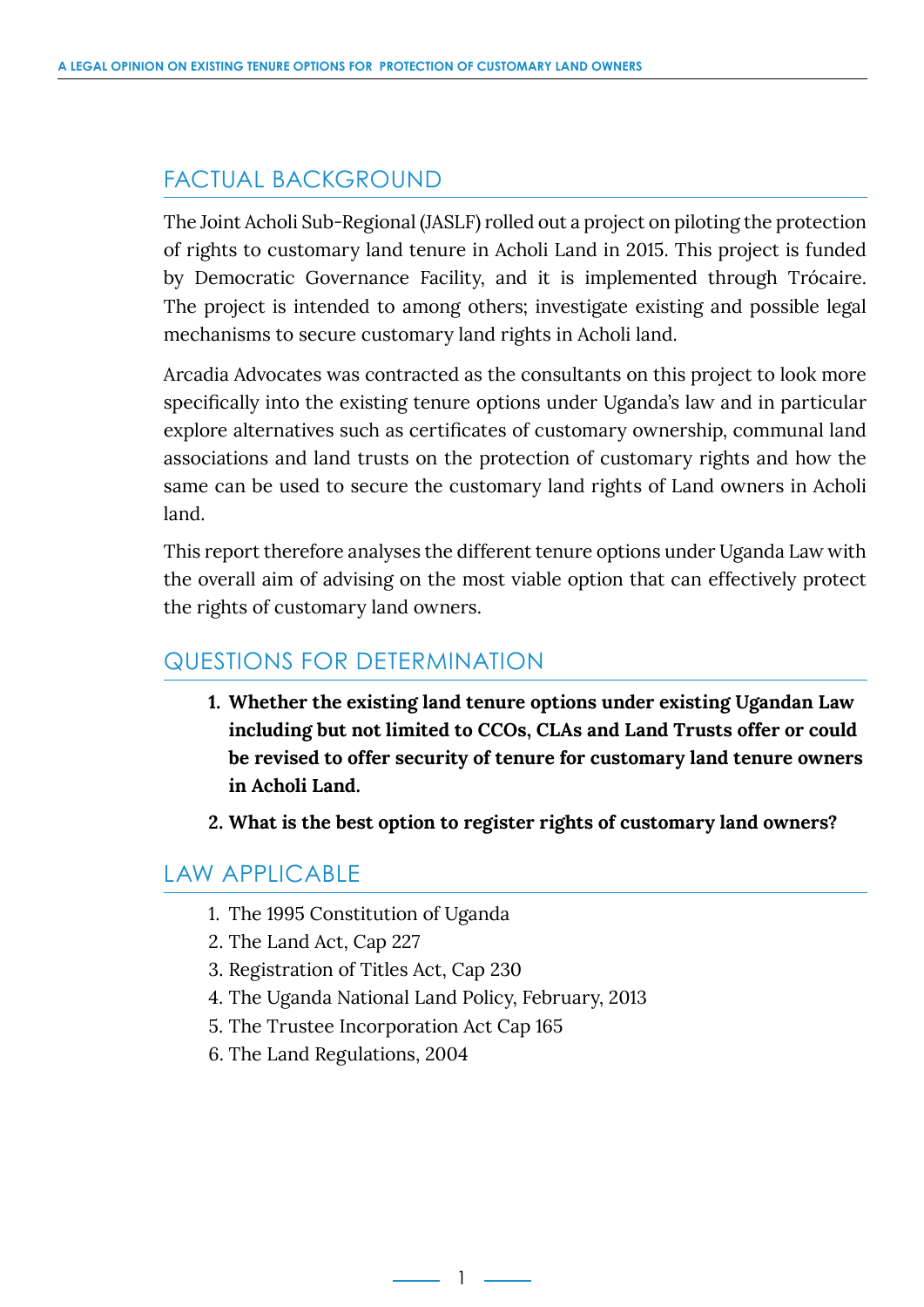## FACTUAL BACKGROUND

The Joint Acholi Sub-Regional (JASLF) rolled out a project on piloting the protection of rights to customary land tenure in Acholi Land in 2015. This project is funded by Democratic Governance Facility, and it is implemented through Trócaire. The project is intended to among others; investigate existing and possible legal mechanisms to secure customary land rights in Acholi land.

Arcadia Advocates was contracted as the consultants on this project to look more specifically into the existing tenure options under Uganda's law and in particular explore alternatives such as certificates of customary ownership, communal land associations and land trusts on the protection of customary rights and how the same can be used to secure the customary land rights of Land owners in Acholi land.

This report therefore analyses the different tenure options under Uganda Law with the overall aim of advising on the most viable option that can effectively protect the rights of customary land owners.

## QUESTIONS FOR DETERMINATION

1. **Whether the existing land tenure options under existing Ugandan Law including but not limited to CCOs, CLAs and Land Trusts offer or could be revised to offer security of tenure for customary land tenure owners in Acholi Land.**
2. **What is the best option to register rights of customary land owners?**

## LAW APPLICABLE

1. The 1995 Constitution of Uganda
2. The Land Act, Cap 227
3. Registration of Titles Act, Cap 230
4. The Uganda National Land Policy, February, 2013
5. The Trustee Incorporation Act Cap 165
6. The Land Regulations, 2004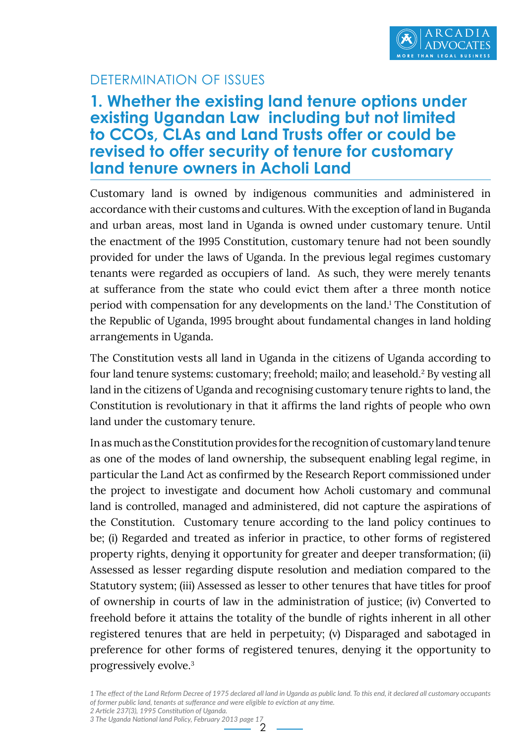## DETERMINATION OF ISSUES

### 1. Whether the existing land tenure options under existing Ugandan Law including but not limited to CCOs, CLAs and Land Trusts offer or could be revised to offer security of tenure for customary land tenure owners in Acholi Land

Customary land is owned by indigenous communities and administered in accordance with their customs and cultures. With the exception of land in Buganda and urban areas, most land in Uganda is owned under customary tenure. Until the enactment of the 1995 Constitution, customary tenure had not been soundly provided for under the laws of Uganda. In the previous legal regimes customary tenants were regarded as occupiers of land. As such, they were merely tenants at sufferance from the state who could evict them after a three month notice period with compensation for any developments on the land.[1] The Constitution of the Republic of Uganda, 1995 brought about fundamental changes in land holding arrangements in Uganda.

The Constitution vests all land in Uganda in the citizens of Uganda according to four land tenure systems: customary; freehold; mailo; and leasehold.[2] By vesting all land in the citizens of Uganda and recognising customary tenure rights to land, the Constitution is revolutionary in that it affirms the land rights of people who own land under the customary tenure.

In as much as the Constitution provides for the recognition of customary land tenure as one of the modes of land ownership, the subsequent enabling legal regime, in particular the Land Act as confirmed by the Research Report commissioned under the project to investigate and document how Acholi customary and communal land is controlled, managed and administered, did not capture the aspirations of the Constitution. Customary tenure according to the land policy continues to be; (i) Regarded and treated as inferior in practice, to other forms of registered property rights, denying it opportunity for greater and deeper transformation; (ii) Assessed as lesser regarding dispute resolution and mediation compared to the Statutory system; (iii) Assessed as lesser to other tenures that have titles for proof of ownership in courts of law in the administration of justice; (iv) Converted to freehold before it attains the totality of the bundle of rights inherent in all other registered tenures that are held in perpetuity; (v) Disparaged and sabotaged in preference for other forms of registered tenures, denying it the opportunity to progressively evolve.[3]

*1 The effect of the Land Reform Decree of 1975 declared all land in Uganda as public land. To this end, it declared all customary occupants of former public land, tenants at sufferance and were eligible to eviction at any time.*
*2 Article 237(3), 1995 Constitution of Uganda.*
*3 The Uganda National land Policy, February 2013 page 17*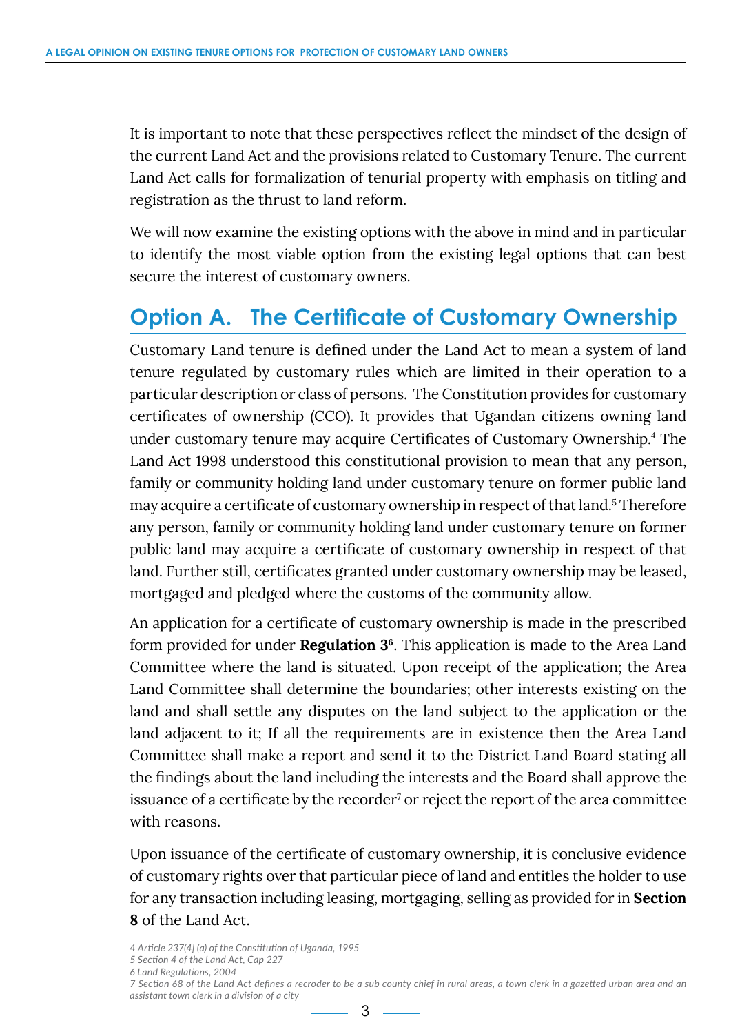It is important to note that these perspectives reflect the mindset of the design of the current Land Act and the provisions related to Customary Tenure. The current Land Act calls for formalization of tenurial property with emphasis on titling and registration as the thrust to land reform.

We will now examine the existing options with the above in mind and in particular to identify the most viable option from the existing legal options that can best secure the interest of customary owners.

## Option A. The Certificate of Customary Ownership

Customary Land tenure is defined under the Land Act to mean a system of land tenure regulated by customary rules which are limited in their operation to a particular description or class of persons. The Constitution provides for customary certificates of ownership (CCO). It provides that Ugandan citizens owning land under customary tenure may acquire Certificates of Customary Ownership.[4] The Land Act 1998 understood this constitutional provision to mean that any person, family or community holding land under customary tenure on former public land may acquire a certificate of customary ownership in respect of that land.[5] Therefore any person, family or community holding land under customary tenure on former public land may acquire a certificate of customary ownership in respect of that land. Further still, certificates granted under customary ownership may be leased, mortgaged and pledged where the customs of the community allow.

An application for a certificate of customary ownership is made in the prescribed form provided for under **Regulation 3**[6]. This application is made to the Area Land Committee where the land is situated. Upon receipt of the application; the Area Land Committee shall determine the boundaries; other interests existing on the land and shall settle any disputes on the land subject to the application or the land adjacent to it; If all the requirements are in existence then the Area Land Committee shall make a report and send it to the District Land Board stating all the findings about the land including the interests and the Board shall approve the issuance of a certificate by the recorder[7] or reject the report of the area committee with reasons.

Upon issuance of the certificate of customary ownership, it is conclusive evidence of customary rights over that particular piece of land and entitles the holder to use for any transaction including leasing, mortgaging, selling as provided for in **Section 8** of the Land Act.

*4 Article 237[4] (a) of the Constitution of Uganda, 1995*
*5 Section 4 of the Land Act, Cap 227*
*6 Land Regulations, 2004*
*7 Section 68 of the Land Act defines a recroder to be a sub county chief in rural areas, a town clerk in a gazetted urban area and an assistant town clerk in a division of a city*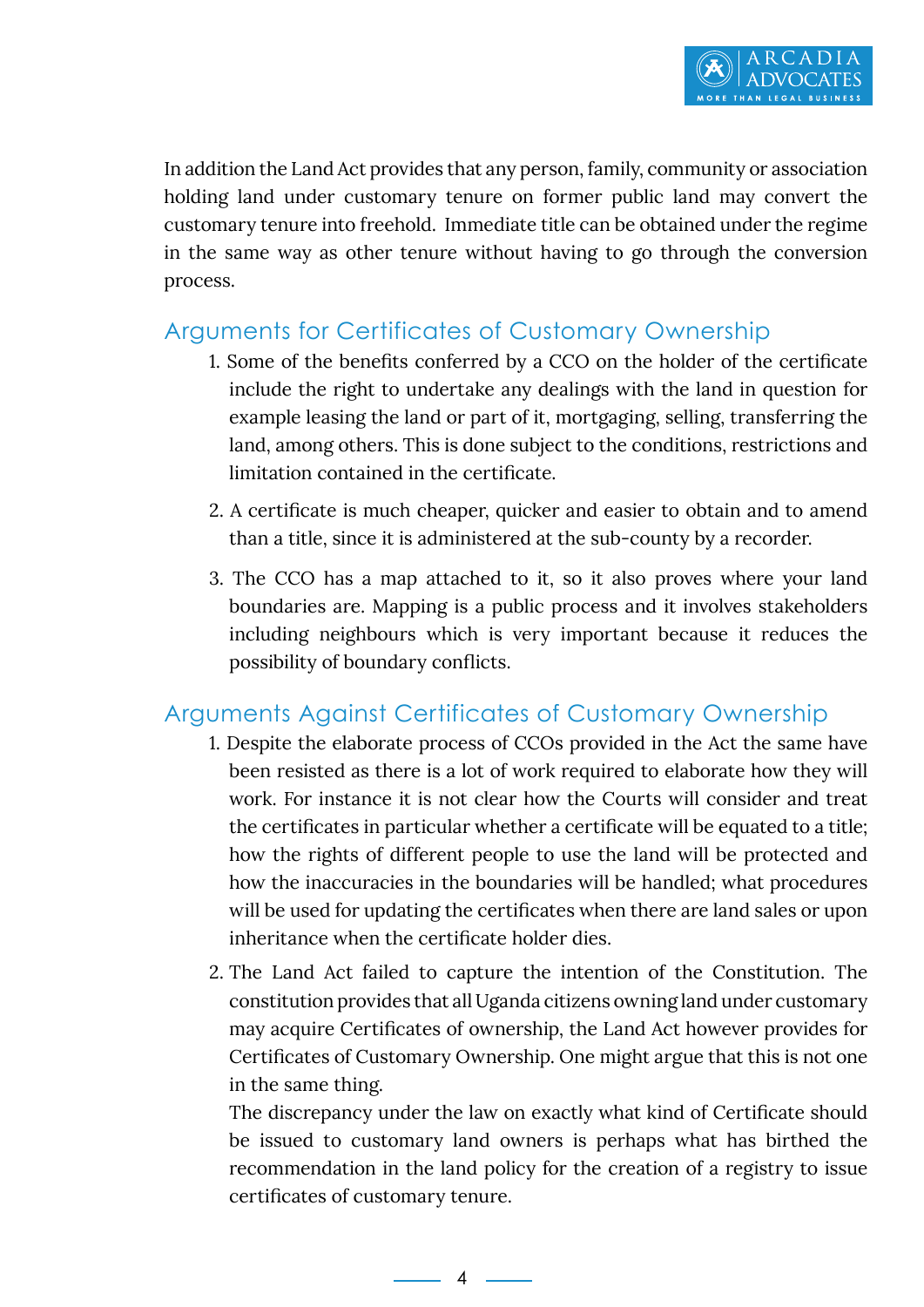In addition the Land Act provides that any person, family, community or association holding land under customary tenure on former public land may convert the customary tenure into freehold. Immediate title can be obtained under the regime in the same way as other tenure without having to go through the conversion process.

## Arguments for Certificates of Customary Ownership

1. Some of the benefits conferred by a CCO on the holder of the certificate include the right to undertake any dealings with the land in question for example leasing the land or part of it, mortgaging, selling, transferring the land, among others. This is done subject to the conditions, restrictions and limitation contained in the certificate.

2. A certificate is much cheaper, quicker and easier to obtain and to amend than a title, since it is administered at the sub-county by a recorder.

3. The CCO has a map attached to it, so it also proves where your land boundaries are. Mapping is a public process and it involves stakeholders including neighbours which is very important because it reduces the possibility of boundary conflicts.

## Arguments Against Certificates of Customary Ownership

1. Despite the elaborate process of CCOs provided in the Act the same have been resisted as there is a lot of work required to elaborate how they will work. For instance it is not clear how the Courts will consider and treat the certificates in particular whether a certificate will be equated to a title; how the rights of different people to use the land will be protected and how the inaccuracies in the boundaries will be handled; what procedures will be used for updating the certificates when there are land sales or upon inheritance when the certificate holder dies.

2. The Land Act failed to capture the intention of the Constitution. The constitution provides that all Uganda citizens owning land under customary may acquire Certificates of ownership, the Land Act however provides for Certificates of Customary Ownership. One might argue that this is not one in the same thing.

   The discrepancy under the law on exactly what kind of Certificate should be issued to customary land owners is perhaps what has birthed the recommendation in the land policy for the creation of a registry to issue certificates of customary tenure.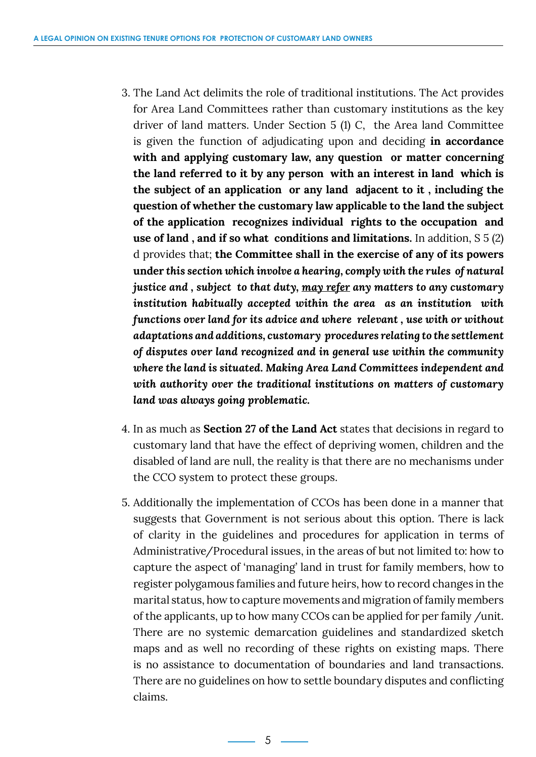3. The Land Act delimits the role of traditional institutions. The Act provides for Area Land Committees rather than customary institutions as the key driver of land matters. Under Section 5 (1) C, the Area land Committee is given the function of adjudicating upon and deciding **in accordance with and applying customary law, any question or matter concerning the land referred to it by any person with an interest in land which is the subject of an application or any land adjacent to it , including the question of whether the customary law applicable to the land the subject of the application recognizes individual rights to the occupation and use of land , and if so what conditions and limitations.** In addition, S 5 (2) d provides that; **the Committee shall in the exercise of any of its powers under *this section which involve a hearing, comply with the rules of natural justice and , subject to that duty, <u>may refer</u> any matters to any customary institution habitually accepted within the area as an institution with functions over land for its advice and where relevant , use with or without adaptations and additions, customary procedures relating to the settlement of disputes over land recognized and in general use within the community where the land is situated. Making Area Land Committees independent and with authority over the traditional institutions on matters of customary land was always going problematic.***

4. In as much as **Section 27 of the Land Act** states that decisions in regard to customary land that have the effect of depriving women, children and the disabled of land are null, the reality is that there are no mechanisms under the CCO system to protect these groups.

5. Additionally the implementation of CCOs has been done in a manner that suggests that Government is not serious about this option. There is lack of clarity in the guidelines and procedures for application in terms of Administrative/Procedural issues, in the areas of but not limited to: how to capture the aspect of 'managing' land in trust for family members, how to register polygamous families and future heirs, how to record changes in the marital status, how to capture movements and migration of family members of the applicants, up to how many CCOs can be applied for per family /unit. There are no systemic demarcation guidelines and standardized sketch maps and as well no recording of these rights on existing maps. There is no assistance to documentation of boundaries and land transactions. There are no guidelines on how to settle boundary disputes and conflicting claims.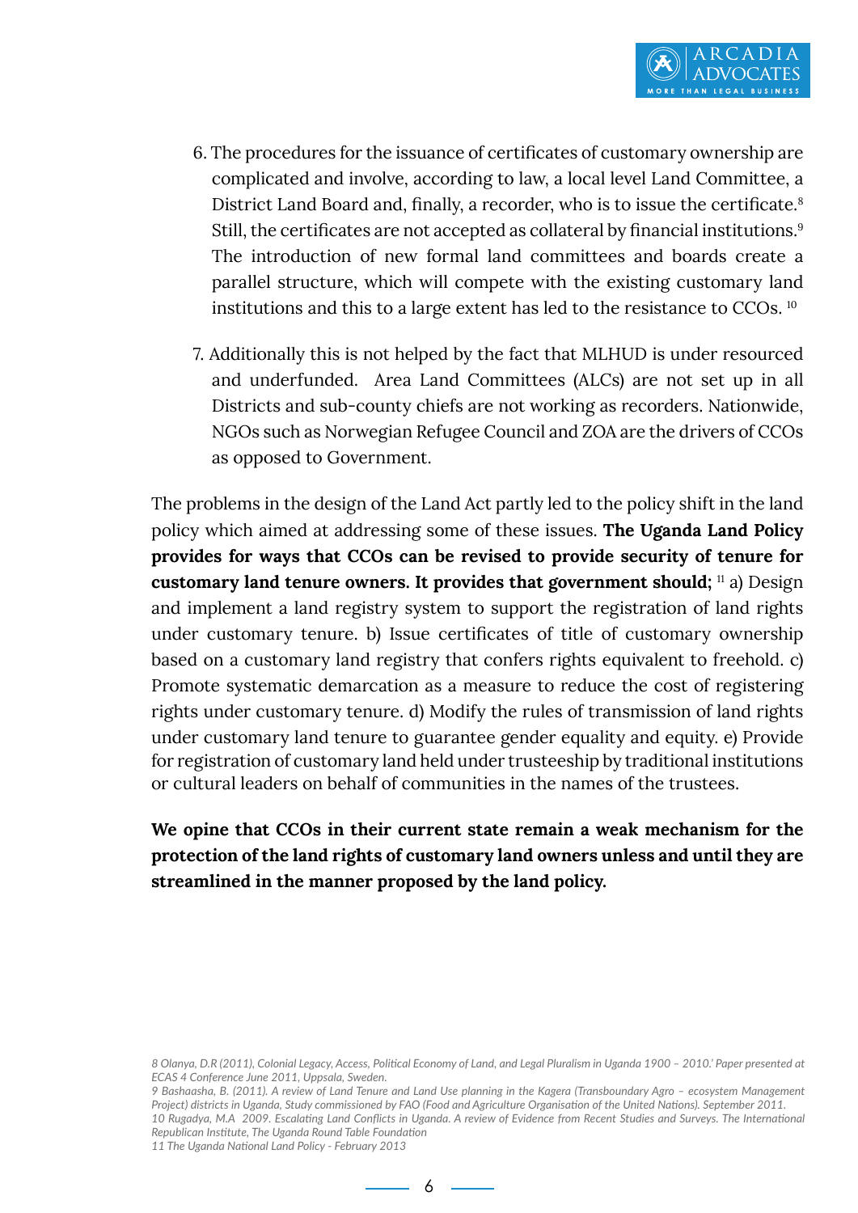6. The procedures for the issuance of certificates of customary ownership are complicated and involve, according to law, a local level Land Committee, a District Land Board and, finally, a recorder, who is to issue the certificate.[8] Still, the certificates are not accepted as collateral by financial institutions.[9] The introduction of new formal land committees and boards create a parallel structure, which will compete with the existing customary land institutions and this to a large extent has led to the resistance to CCOs. [10]

7. Additionally this is not helped by the fact that MLHUD is under resourced and underfunded. Area Land Committees (ALCs) are not set up in all Districts and sub-county chiefs are not working as recorders. Nationwide, NGOs such as Norwegian Refugee Council and ZOA are the drivers of CCOs as opposed to Government.

The problems in the design of the Land Act partly led to the policy shift in the land policy which aimed at addressing some of these issues. **The Uganda Land Policy provides for ways that CCOs can be revised to provide security of tenure for customary land tenure owners. It provides that government should;** [11] a) Design and implement a land registry system to support the registration of land rights under customary tenure. b) Issue certificates of title of customary ownership based on a customary land registry that confers rights equivalent to freehold. c) Promote systematic demarcation as a measure to reduce the cost of registering rights under customary tenure. d) Modify the rules of transmission of land rights under customary land tenure to guarantee gender equality and equity. e) Provide for registration of customary land held under trusteeship by traditional institutions or cultural leaders on behalf of communities in the names of the trustees.

**We opine that CCOs in their current state remain a weak mechanism for the protection of the land rights of customary land owners unless and until they are streamlined in the manner proposed by the land policy.**

*8 Olanya, D.R (2011), Colonial Legacy, Access, Political Economy of Land, and Legal Pluralism in Uganda 1900 – 2010.' Paper presented at ECAS 4 Conference June 2011, Uppsala, Sweden.*

*9 Bashaasha, B. (2011). A review of Land Tenure and Land Use planning in the Kagera (Transboundary Agro – ecosystem Management Project) districts in Uganda, Study commissioned by FAO (Food and Agriculture Organisation of the United Nations). September 2011.*

*10 Rugadya, M.A 2009. Escalating Land Conflicts in Uganda. A review of Evidence from Recent Studies and Surveys. The International Republican Institute, The Uganda Round Table Foundation*

*11 The Uganda National Land Policy - February 2013*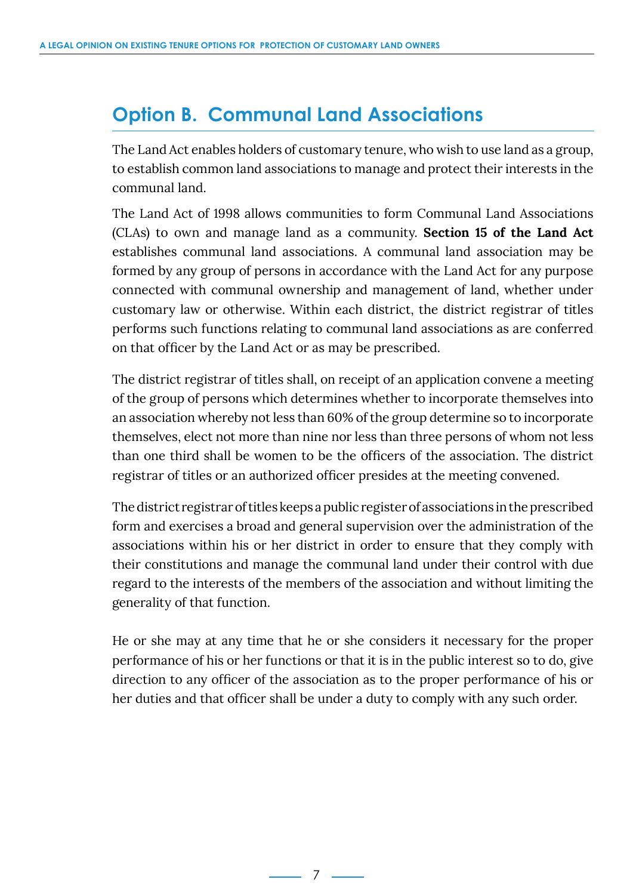## Option B. Communal Land Associations

The Land Act enables holders of customary tenure, who wish to use land as a group, to establish common land associations to manage and protect their interests in the communal land.

The Land Act of 1998 allows communities to form Communal Land Associations (CLAs) to own and manage land as a community. **Section 15 of the Land Act** establishes communal land associations. A communal land association may be formed by any group of persons in accordance with the Land Act for any purpose connected with communal ownership and management of land, whether under customary law or otherwise. Within each district, the district registrar of titles performs such functions relating to communal land associations as are conferred on that officer by the Land Act or as may be prescribed.

The district registrar of titles shall, on receipt of an application convene a meeting of the group of persons which determines whether to incorporate themselves into an association whereby not less than 60% of the group determine so to incorporate themselves, elect not more than nine nor less than three persons of whom not less than one third shall be women to be the officers of the association. The district registrar of titles or an authorized officer presides at the meeting convened.

The district registrar of titles keeps a public register of associations in the prescribed form and exercises a broad and general supervision over the administration of the associations within his or her district in order to ensure that they comply with their constitutions and manage the communal land under their control with due regard to the interests of the members of the association and without limiting the generality of that function.

He or she may at any time that he or she considers it necessary for the proper performance of his or her functions or that it is in the public interest so to do, give direction to any officer of the association as to the proper performance of his or her duties and that officer shall be under a duty to comply with any such order.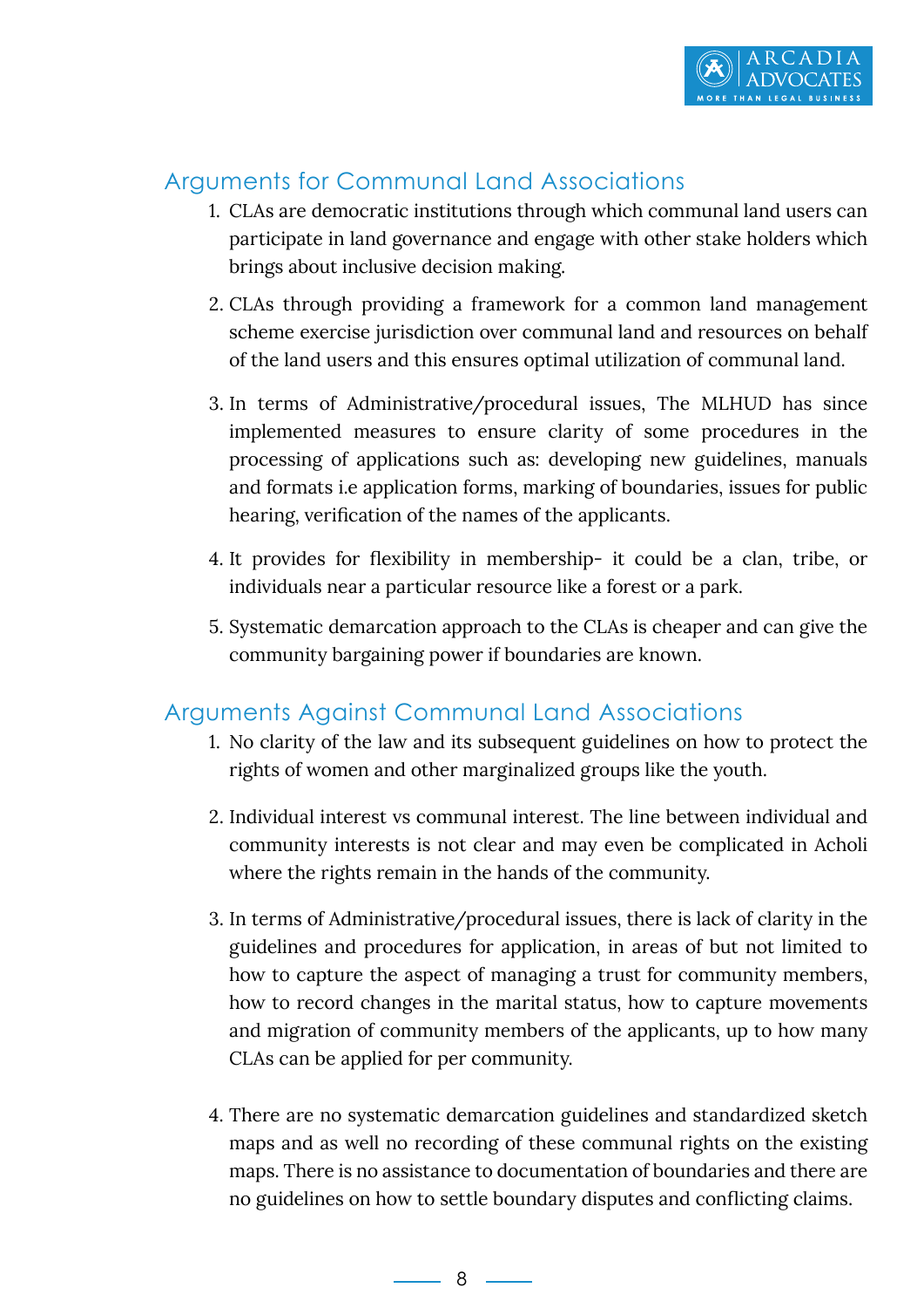## Arguments for Communal Land Associations

1. CLAs are democratic institutions through which communal land users can participate in land governance and engage with other stake holders which brings about inclusive decision making.

2. CLAs through providing a framework for a common land management scheme exercise jurisdiction over communal land and resources on behalf of the land users and this ensures optimal utilization of communal land.

3. In terms of Administrative/procedural issues, The MLHUD has since implemented measures to ensure clarity of some procedures in the processing of applications such as: developing new guidelines, manuals and formats i.e application forms, marking of boundaries, issues for public hearing, verification of the names of the applicants.

4. It provides for flexibility in membership- it could be a clan, tribe, or individuals near a particular resource like a forest or a park.

5. Systematic demarcation approach to the CLAs is cheaper and can give the community bargaining power if boundaries are known.

## Arguments Against Communal Land Associations

1. No clarity of the law and its subsequent guidelines on how to protect the rights of women and other marginalized groups like the youth.

2. Individual interest vs communal interest. The line between individual and community interests is not clear and may even be complicated in Acholi where the rights remain in the hands of the community.

3. In terms of Administrative/procedural issues, there is lack of clarity in the guidelines and procedures for application, in areas of but not limited to how to capture the aspect of managing a trust for community members, how to record changes in the marital status, how to capture movements and migration of community members of the applicants, up to how many CLAs can be applied for per community.

4. There are no systematic demarcation guidelines and standardized sketch maps and as well no recording of these communal rights on the existing maps. There is no assistance to documentation of boundaries and there are no guidelines on how to settle boundary disputes and conflicting claims.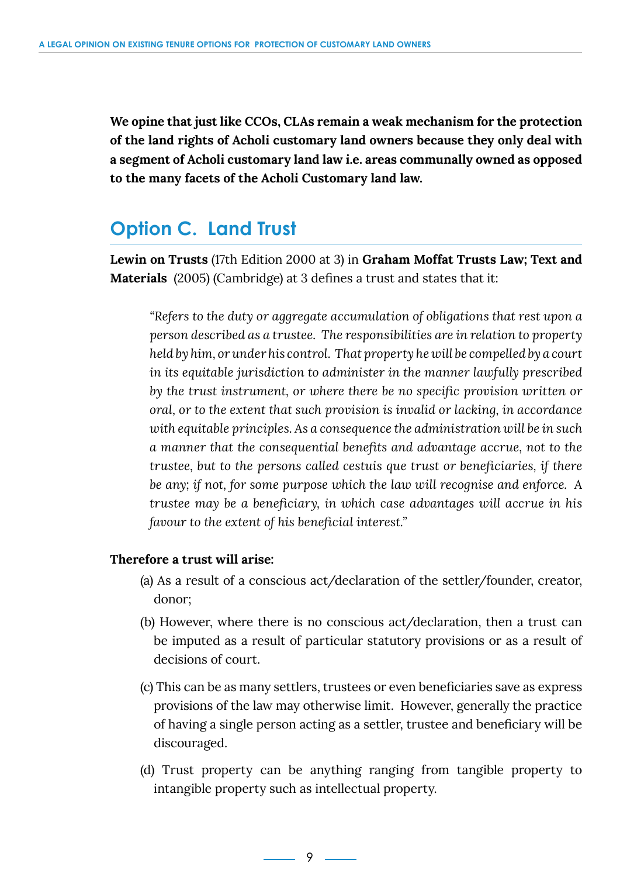**We opine that just like CCOs, CLAs remain a weak mechanism for the protection of the land rights of Acholi customary land owners because they only deal with a segment of Acholi customary land law i.e. areas communally owned as opposed to the many facets of the Acholi Customary land law.**

## Option C. Land Trust

**Lewin on Trusts** (17th Edition 2000 at 3) in **Graham Moffat Trusts Law; Text and Materials** (2005) (Cambridge) at 3 defines a trust and states that it:

> *"Refers to the duty or aggregate accumulation of obligations that rest upon a person described as a trustee. The responsibilities are in relation to property held by him, or under his control. That property he will be compelled by a court in its equitable jurisdiction to administer in the manner lawfully prescribed by the trust instrument, or where there be no specific provision written or oral, or to the extent that such provision is invalid or lacking, in accordance with equitable principles. As a consequence the administration will be in such a manner that the consequential benefits and advantage accrue, not to the trustee, but to the persons called cestuis que trust or beneficiaries, if there be any; if not, for some purpose which the law will recognise and enforce. A trustee may be a beneficiary, in which case advantages will accrue in his favour to the extent of his beneficial interest."*

**Therefore a trust will arise:**

(a) As a result of a conscious act/declaration of the settler/founder, creator, donor;

(b) However, where there is no conscious act/declaration, then a trust can be imputed as a result of particular statutory provisions or as a result of decisions of court.

(c) This can be as many settlers, trustees or even beneficiaries save as express provisions of the law may otherwise limit. However, generally the practice of having a single person acting as a settler, trustee and beneficiary will be discouraged.

(d) Trust property can be anything ranging from tangible property to intangible property such as intellectual property.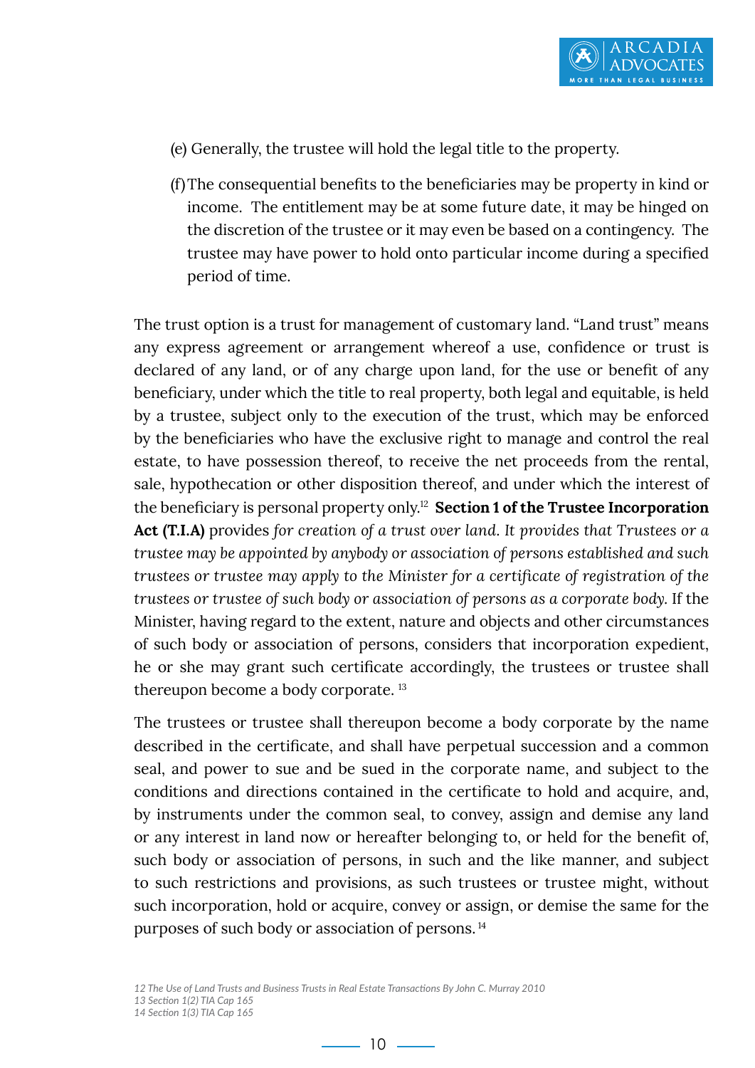(e) Generally, the trustee will hold the legal title to the property.

(f) The consequential benefits to the beneficiaries may be property in kind or income. The entitlement may be at some future date, it may be hinged on the discretion of the trustee or it may even be based on a contingency. The trustee may have power to hold onto particular income during a specified period of time.

The trust option is a trust for management of customary land. "Land trust" means any express agreement or arrangement whereof a use, confidence or trust is declared of any land, or of any charge upon land, for the use or benefit of any beneficiary, under which the title to real property, both legal and equitable, is held by a trustee, subject only to the execution of the trust, which may be enforced by the beneficiaries who have the exclusive right to manage and control the real estate, to have possession thereof, to receive the net proceeds from the rental, sale, hypothecation or other disposition thereof, and under which the interest of the beneficiary is personal property only.[12] **Section 1 of the Trustee Incorporation Act (T.I.A)** provides *for creation of a trust over land. It provides that Trustees or a trustee may be appointed by anybody or association of persons established and such trustees or trustee may apply to the Minister for a certificate of registration of the trustees or trustee of such body or association of persons as a corporate body.* If the Minister, having regard to the extent, nature and objects and other circumstances of such body or association of persons, considers that incorporation expedient, he or she may grant such certificate accordingly, the trustees or trustee shall thereupon become a body corporate. [13]

The trustees or trustee shall thereupon become a body corporate by the name described in the certificate, and shall have perpetual succession and a common seal, and power to sue and be sued in the corporate name, and subject to the conditions and directions contained in the certificate to hold and acquire, and, by instruments under the common seal, to convey, assign and demise any land or any interest in land now or hereafter belonging to, or held for the benefit of, such body or association of persons, in such and the like manner, and subject to such restrictions and provisions, as such trustees or trustee might, without such incorporation, hold or acquire, convey or assign, or demise the same for the purposes of such body or association of persons. [14]

*12 The Use of Land Trusts and Business Trusts in Real Estate Transactions By John C. Murray 2010*
*13 Section 1(2) TIA Cap 165*
*14 Section 1(3) TIA Cap 165*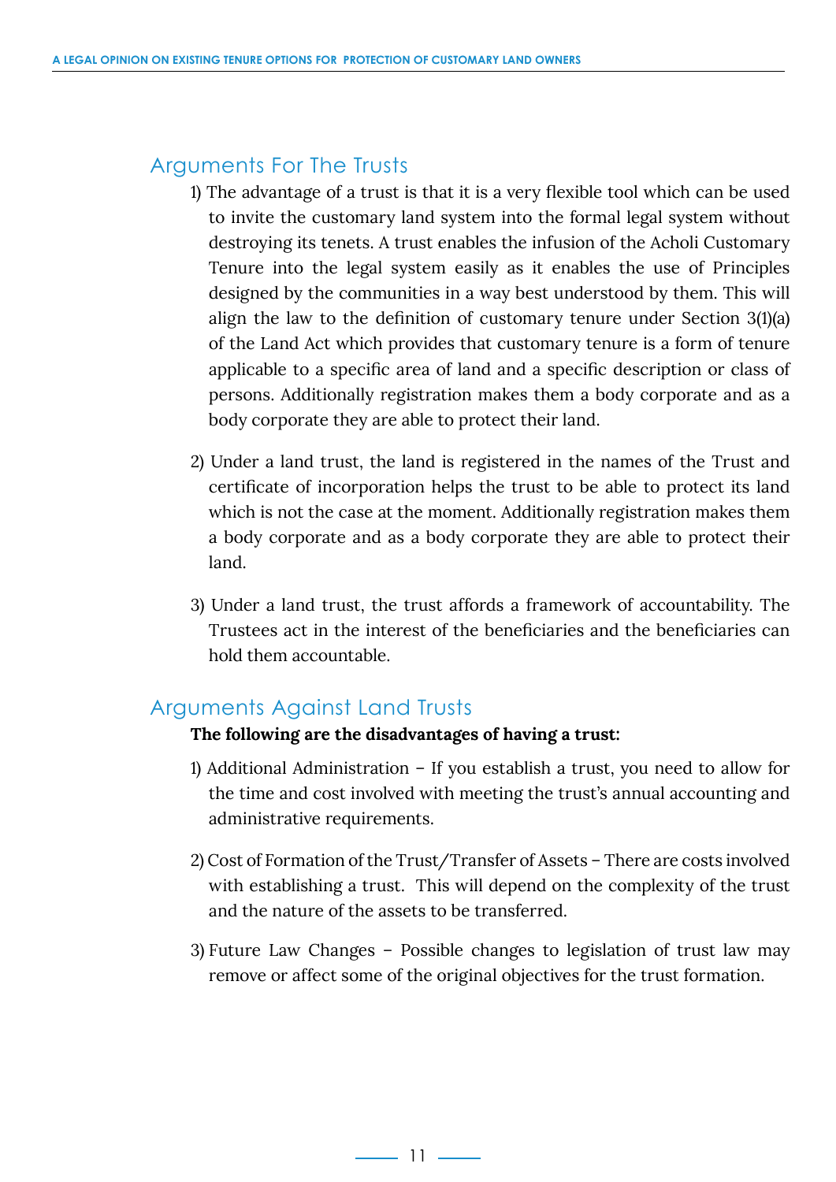## Arguments For The Trusts

1) The advantage of a trust is that it is a very flexible tool which can be used to invite the customary land system into the formal legal system without destroying its tenets. A trust enables the infusion of the Acholi Customary Tenure into the legal system easily as it enables the use of Principles designed by the communities in a way best understood by them. This will align the law to the definition of customary tenure under Section 3(1)(a) of the Land Act which provides that customary tenure is a form of tenure applicable to a specific area of land and a specific description or class of persons. Additionally registration makes them a body corporate and as a body corporate they are able to protect their land.

2) Under a land trust, the land is registered in the names of the Trust and certificate of incorporation helps the trust to be able to protect its land which is not the case at the moment. Additionally registration makes them a body corporate and as a body corporate they are able to protect their land.

3) Under a land trust, the trust affords a framework of accountability. The Trustees act in the interest of the beneficiaries and the beneficiaries can hold them accountable.

## Arguments Against Land Trusts

**The following are the disadvantages of having a trust:**

1) Additional Administration – If you establish a trust, you need to allow for the time and cost involved with meeting the trust's annual accounting and administrative requirements.

2) Cost of Formation of the Trust/Transfer of Assets – There are costs involved with establishing a trust. This will depend on the complexity of the trust and the nature of the assets to be transferred.

3) Future Law Changes – Possible changes to legislation of trust law may remove or affect some of the original objectives for the trust formation.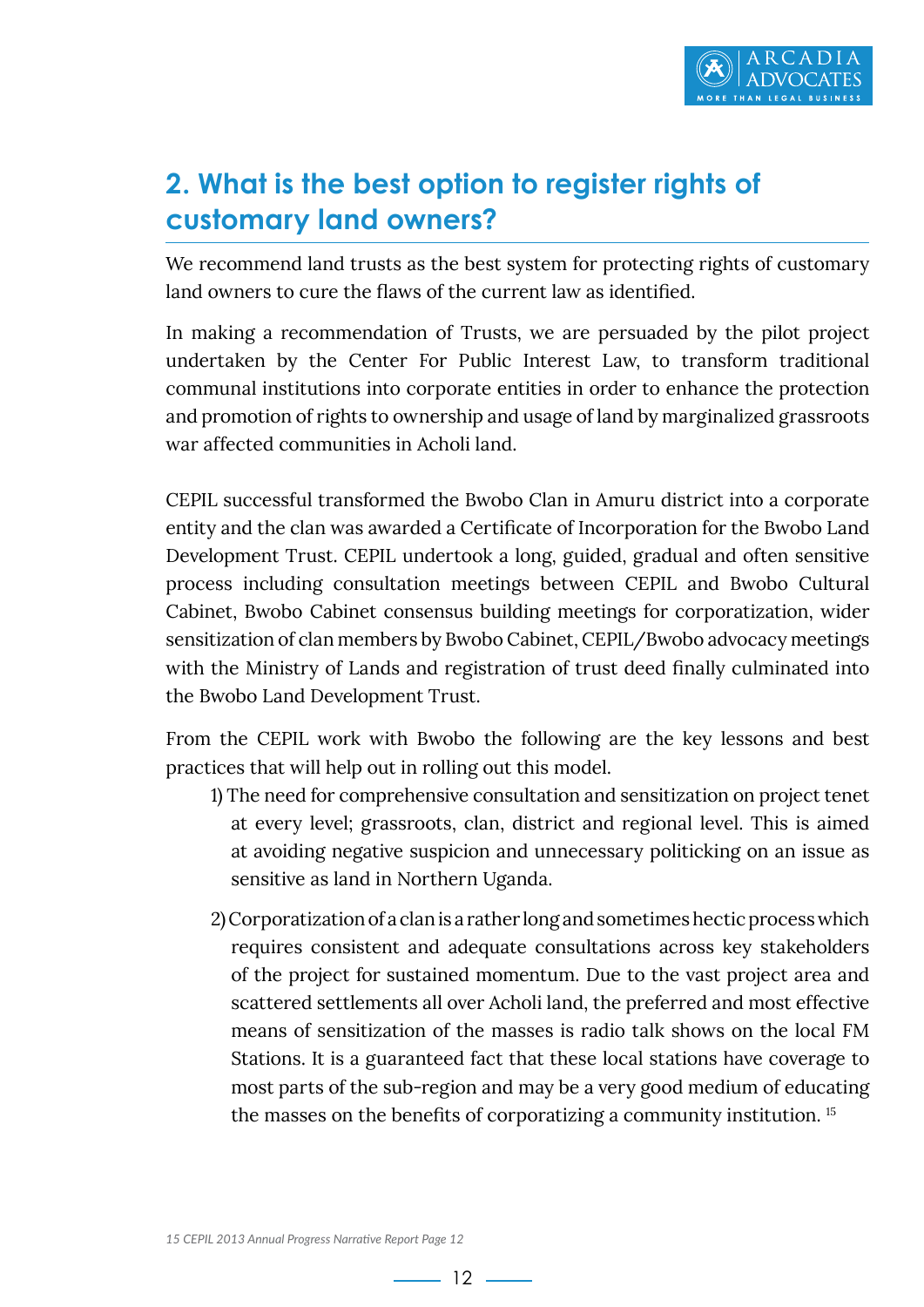## 2. What is the best option to register rights of customary land owners?

We recommend land trusts as the best system for protecting rights of customary land owners to cure the flaws of the current law as identified.

In making a recommendation of Trusts, we are persuaded by the pilot project undertaken by the Center For Public Interest Law, to transform traditional communal institutions into corporate entities in order to enhance the protection and promotion of rights to ownership and usage of land by marginalized grassroots war affected communities in Acholi land.

CEPIL successful transformed the Bwobo Clan in Amuru district into a corporate entity and the clan was awarded a Certificate of Incorporation for the Bwobo Land Development Trust. CEPIL undertook a long, guided, gradual and often sensitive process including consultation meetings between CEPIL and Bwobo Cultural Cabinet, Bwobo Cabinet consensus building meetings for corporatization, wider sensitization of clan members by Bwobo Cabinet, CEPIL/Bwobo advocacy meetings with the Ministry of Lands and registration of trust deed finally culminated into the Bwobo Land Development Trust.

From the CEPIL work with Bwobo the following are the key lessons and best practices that will help out in rolling out this model.

1) The need for comprehensive consultation and sensitization on project tenet at every level; grassroots, clan, district and regional level. This is aimed at avoiding negative suspicion and unnecessary politicking on an issue as sensitive as land in Northern Uganda.

2) Corporatization of a clan is a rather long and sometimes hectic process which requires consistent and adequate consultations across key stakeholders of the project for sustained momentum. Due to the vast project area and scattered settlements all over Acholi land, the preferred and most effective means of sensitization of the masses is radio talk shows on the local FM Stations. It is a guaranteed fact that these local stations have coverage to most parts of the sub-region and may be a very good medium of educating the masses on the benefits of corporatizing a community institution. [15]

*15 CEPIL 2013 Annual Progress Narrative Report Page 12*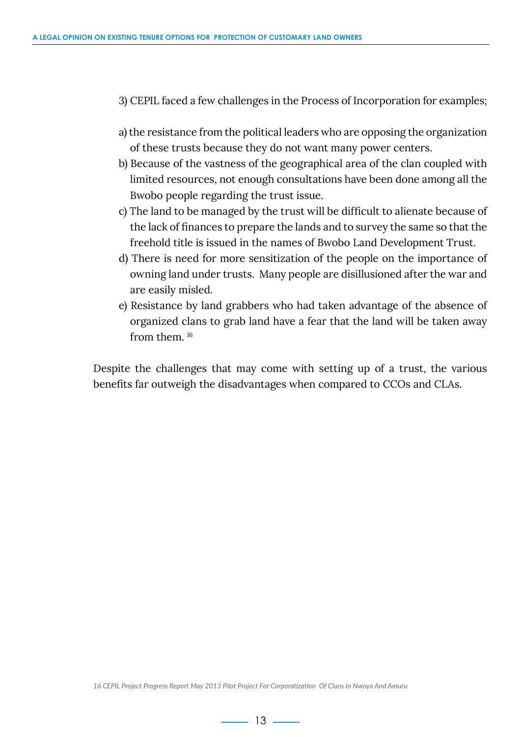3) CEPIL faced a few challenges in the Process of Incorporation for examples;

a) the resistance from the political leaders who are opposing the organization of these trusts because they do not want many power centers.
b) Because of the vastness of the geographical area of the clan coupled with limited resources, not enough consultations have been done among all the Bwobo people regarding the trust issue.
c) The land to be managed by the trust will be difficult to alienate because of the lack of finances to prepare the lands and to survey the same so that the freehold title is issued in the names of Bwobo Land Development Trust.
d) There is need for more sensitization of the people on the importance of owning land under trusts. Many people are disillusioned after the war and are easily misled.
e) Resistance by land grabbers who had taken advantage of the absence of organized clans to grab land have a fear that the land will be taken away from them. [16]

Despite the challenges that may come with setting up of a trust, the various benefits far outweigh the disadvantages when compared to CCOs and CLAs.

*16 CEPIL Project Progress Report May 2013 Pilot Project For Corporatization Of Clans In Nwoya And Amuru*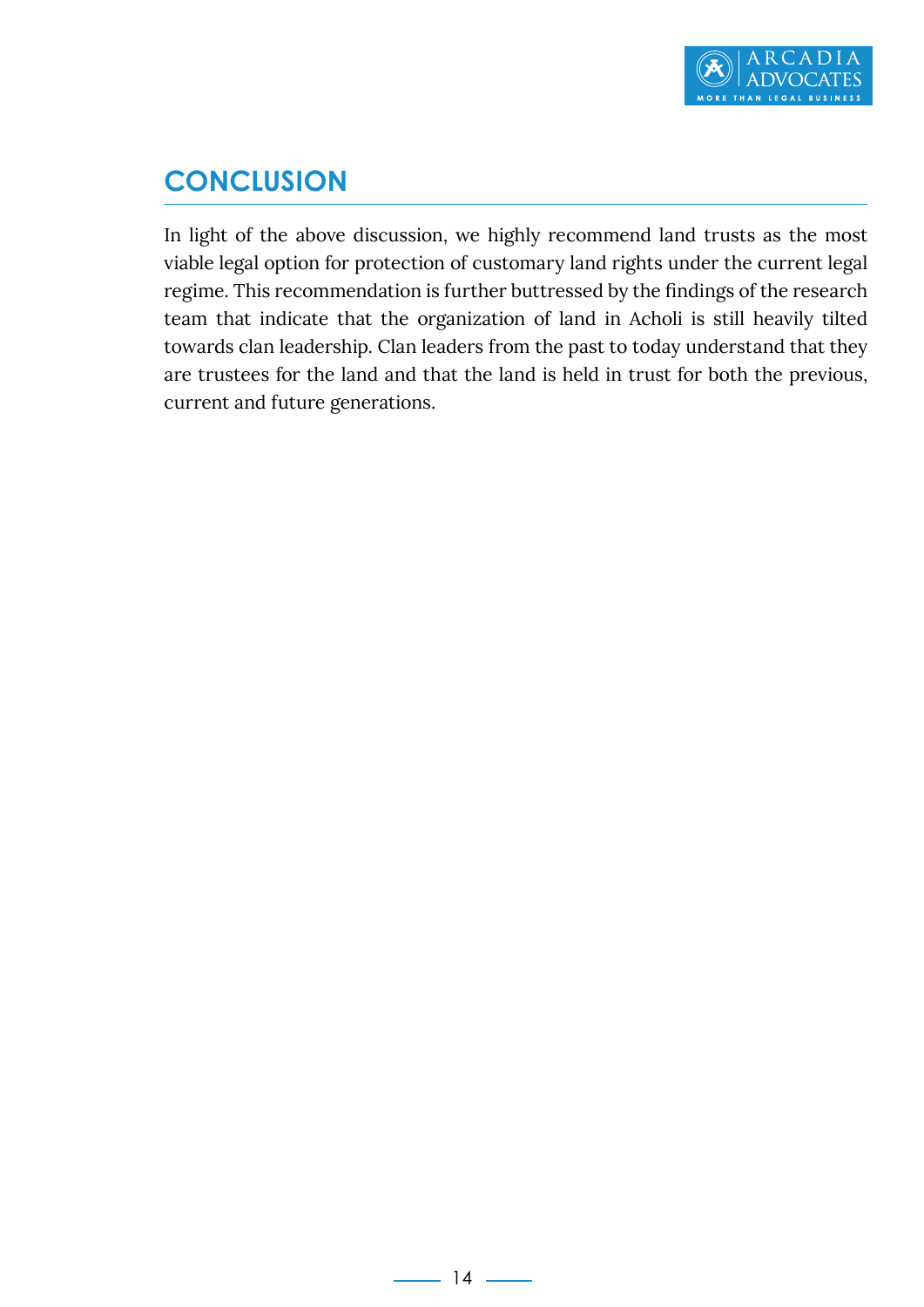## CONCLUSION

In light of the above discussion, we highly recommend land trusts as the most viable legal option for protection of customary land rights under the current legal regime. This recommendation is further buttressed by the findings of the research team that indicate that the organization of land in Acholi is still heavily tilted towards clan leadership. Clan leaders from the past to today understand that they are trustees for the land and that the land is held in trust for both the previous, current and future generations.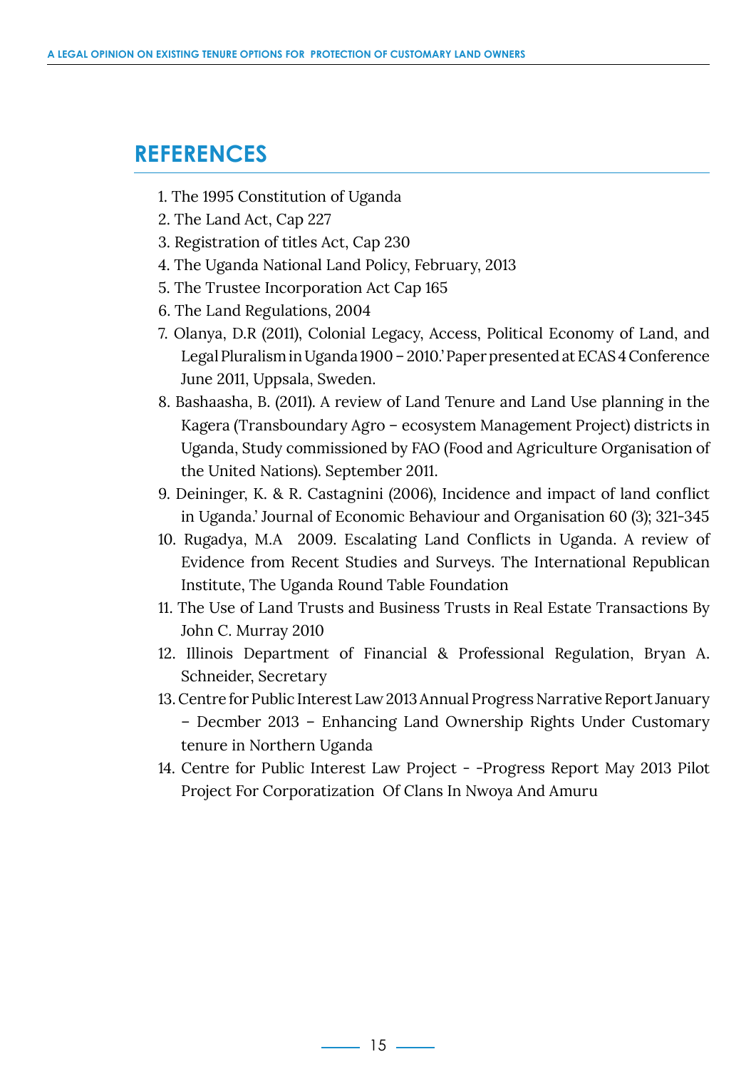## REFERENCES

1. The 1995 Constitution of Uganda
2. The Land Act, Cap 227
3. Registration of titles Act, Cap 230
4. The Uganda National Land Policy, February, 2013
5. The Trustee Incorporation Act Cap 165
6. The Land Regulations, 2004
7. Olanya, D.R (2011), Colonial Legacy, Access, Political Economy of Land, and Legal Pluralism in Uganda 1900 – 2010.' Paper presented at ECAS 4 Conference June 2011, Uppsala, Sweden.
8. Bashaasha, B. (2011). A review of Land Tenure and Land Use planning in the Kagera (Transboundary Agro – ecosystem Management Project) districts in Uganda, Study commissioned by FAO (Food and Agriculture Organisation of the United Nations). September 2011.
9. Deininger, K. & R. Castagnini (2006), Incidence and impact of land conflict in Uganda.' Journal of Economic Behaviour and Organisation 60 (3); 321-345
10. Rugadya, M.A 2009. Escalating Land Conflicts in Uganda. A review of Evidence from Recent Studies and Surveys. The International Republican Institute, The Uganda Round Table Foundation
11. The Use of Land Trusts and Business Trusts in Real Estate Transactions By John C. Murray 2010
12. Illinois Department of Financial & Professional Regulation, Bryan A. Schneider, Secretary
13. Centre for Public Interest Law 2013 Annual Progress Narrative Report January – Decmber 2013 – Enhancing Land Ownership Rights Under Customary tenure in Northern Uganda
14. Centre for Public Interest Law Project - -Progress Report May 2013 Pilot Project For Corporatization Of Clans In Nwoya And Amuru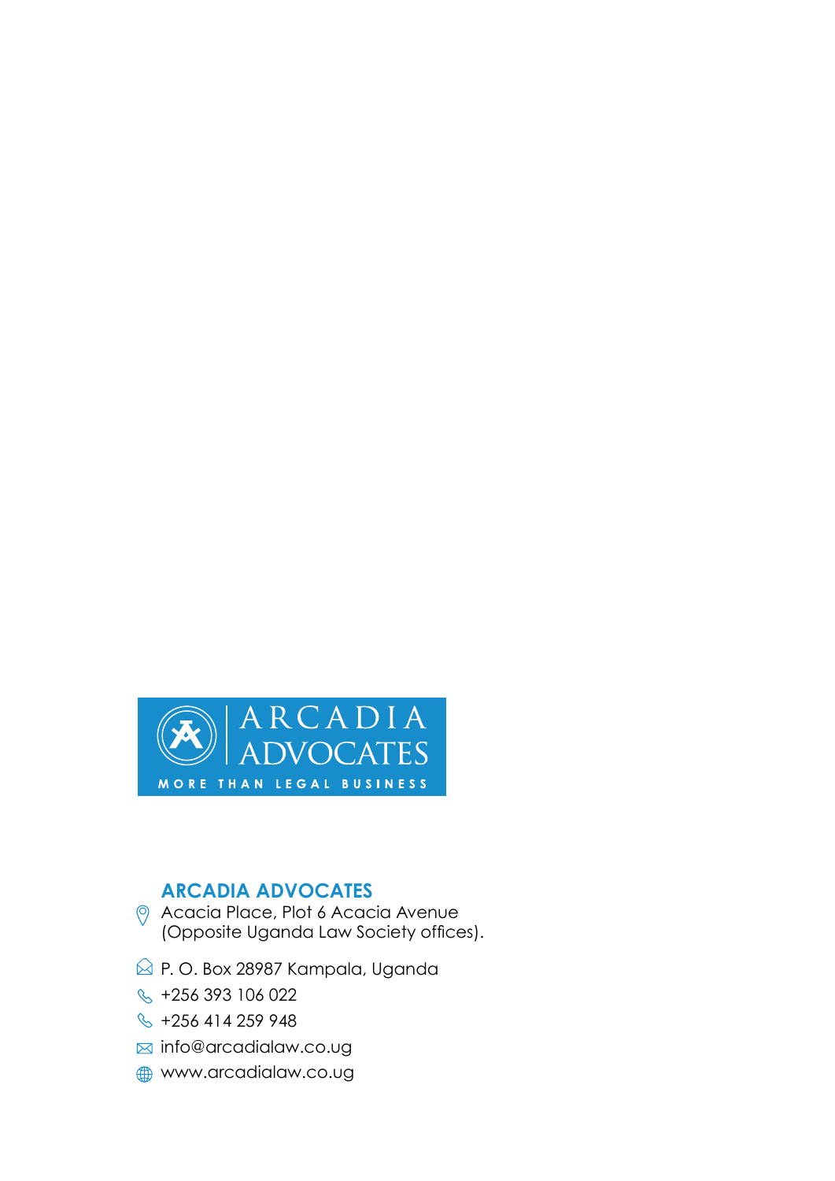ARCADIA ADVOCATES

MORE THAN LEGAL BUSINESS

**ARCADIA ADVOCATES**

Acacia Place, Plot 6 Acacia Avenue
(Opposite Uganda Law Society offices).

P. O. Box 28987 Kampala, Uganda

+256 393 106 022

+256 414 259 948

info@arcadialaw.co.ug

www.arcadialaw.co.ug